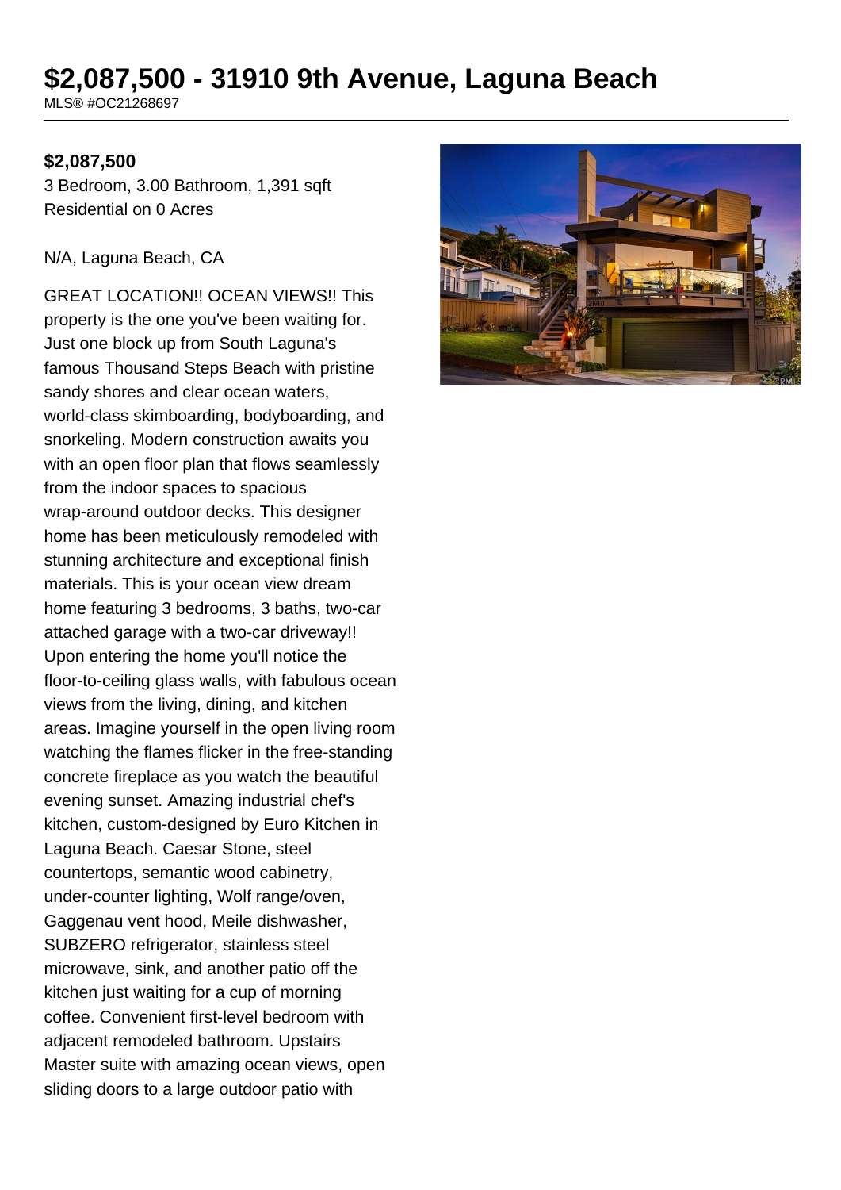# $2,087,500 - 31910 9th Avenue, Laguna Beach

MLS® #OC21268697

**$2,087,500**

3 Bedroom, 3.00 Bathroom, 1,391 sqft
Residential on 0 Acres

N/A, Laguna Beach, CA

GREAT LOCATION!! OCEAN VIEWS!! This property is the one you've been waiting for. Just one block up from South Laguna's famous Thousand Steps Beach with pristine sandy shores and clear ocean waters, world-class skimboarding, bodyboarding, and snorkeling. Modern construction awaits you with an open floor plan that flows seamlessly from the indoor spaces to spacious wrap-around outdoor decks. This designer home has been meticulously remodeled with stunning architecture and exceptional finish materials. This is your ocean view dream home featuring 3 bedrooms, 3 baths, two-car attached garage with a two-car driveway!! Upon entering the home you'll notice the floor-to-ceiling glass walls, with fabulous ocean views from the living, dining, and kitchen areas. Imagine yourself in the open living room watching the flames flicker in the free-standing concrete fireplace as you watch the beautiful evening sunset. Amazing industrial chef's kitchen, custom-designed by Euro Kitchen in Laguna Beach. Caesar Stone, steel countertops, semantic wood cabinetry, under-counter lighting, Wolf range/oven, Gaggenau vent hood, Meile dishwasher, SUBZERO refrigerator, stainless steel microwave, sink, and another patio off the kitchen just waiting for a cup of morning coffee. Convenient first-level bedroom with adjacent remodeled bathroom. Upstairs Master suite with amazing ocean views, open sliding doors to a large outdoor patio with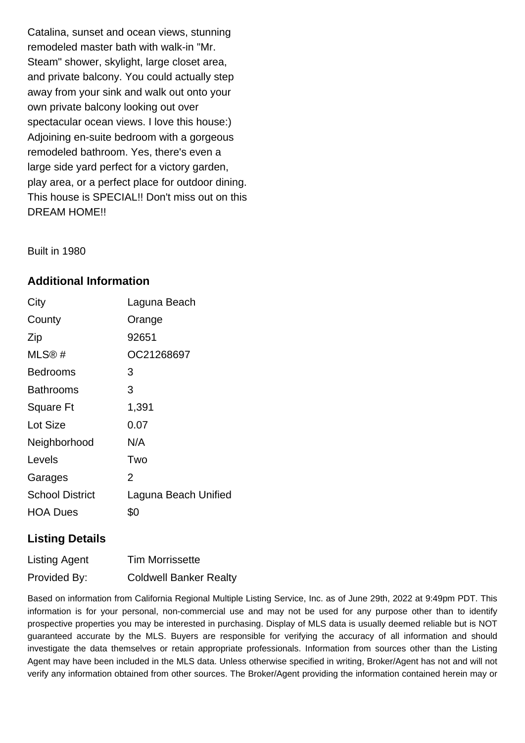Catalina, sunset and ocean views, stunning remodeled master bath with walk-in "Mr. Steam" shower, skylight, large closet area, and private balcony. You could actually step away from your sink and walk out onto your own private balcony looking out over spectacular ocean views. I love this house:) Adjoining en-suite bedroom with a gorgeous remodeled bathroom. Yes, there's even a large side yard perfect for a victory garden, play area, or a perfect place for outdoor dining. This house is SPECIAL!! Don't miss out on this DREAM HOME!!

Built in 1980

## Additional Information

| | |
|---|---|
| City | Laguna Beach |
| County | Orange |
| Zip | 92651 |
| MLS® # | OC21268697 |
| Bedrooms | 3 |
| Bathrooms | 3 |
| Square Ft | 1,391 |
| Lot Size | 0.07 |
| Neighborhood | N/A |
| Levels | Two |
| Garages | 2 |
| School District | Laguna Beach Unified |
| HOA Dues | $0 |

## Listing Details

| | |
|---|---|
| Listing Agent | Tim Morrissette |
| Provided By: | Coldwell Banker Realty |

Based on information from California Regional Multiple Listing Service, Inc. as of June 29th, 2022 at 9:49pm PDT. This information is for your personal, non-commercial use and may not be used for any purpose other than to identify prospective properties you may be interested in purchasing. Display of MLS data is usually deemed reliable but is NOT guaranteed accurate by the MLS. Buyers are responsible for verifying the accuracy of all information and should investigate the data themselves or retain appropriate professionals. Information from sources other than the Listing Agent may have been included in the MLS data. Unless otherwise specified in writing, Broker/Agent has not and will not verify any information obtained from other sources. The Broker/Agent providing the information contained herein may or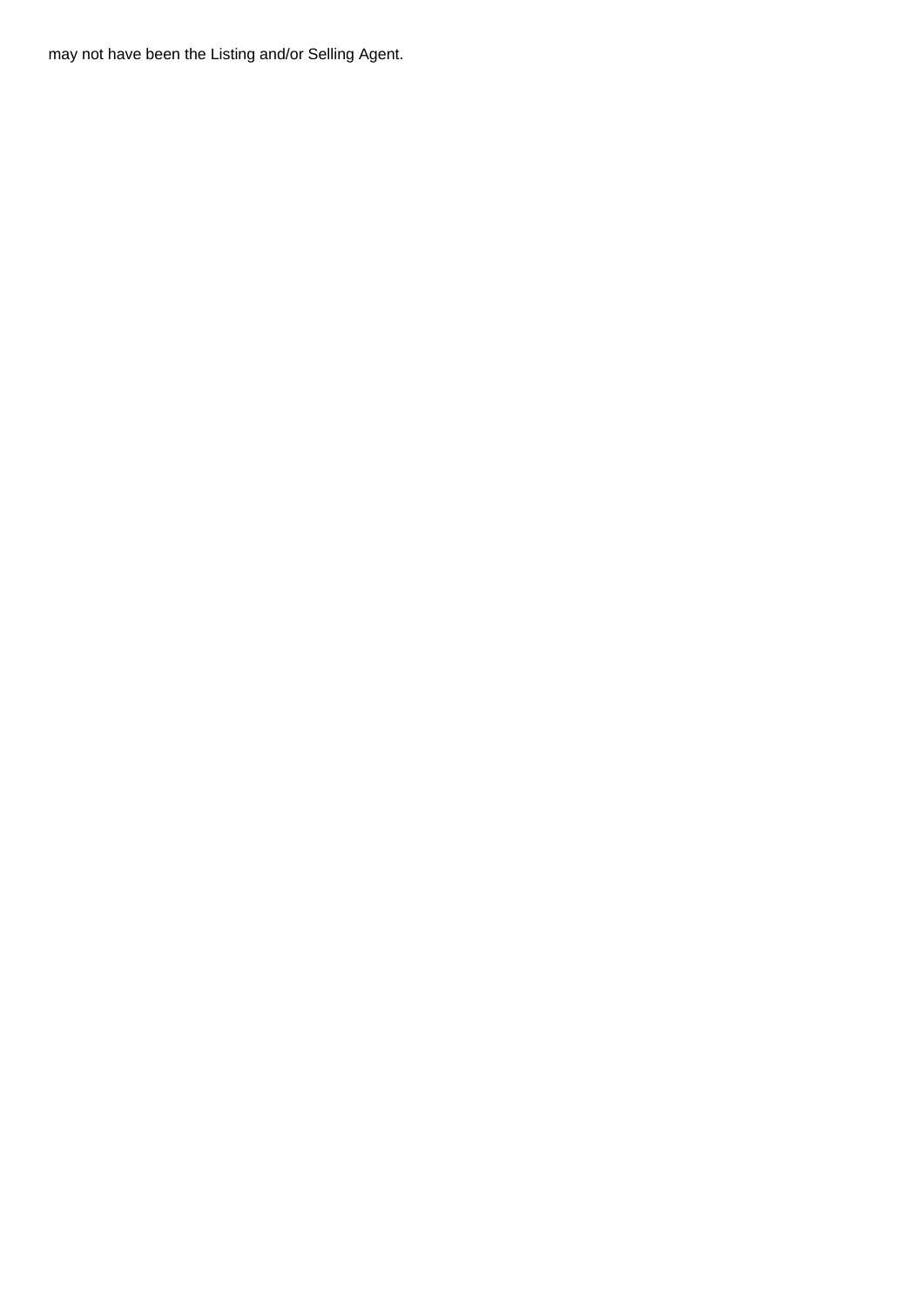may not have been the Listing and/or Selling Agent.